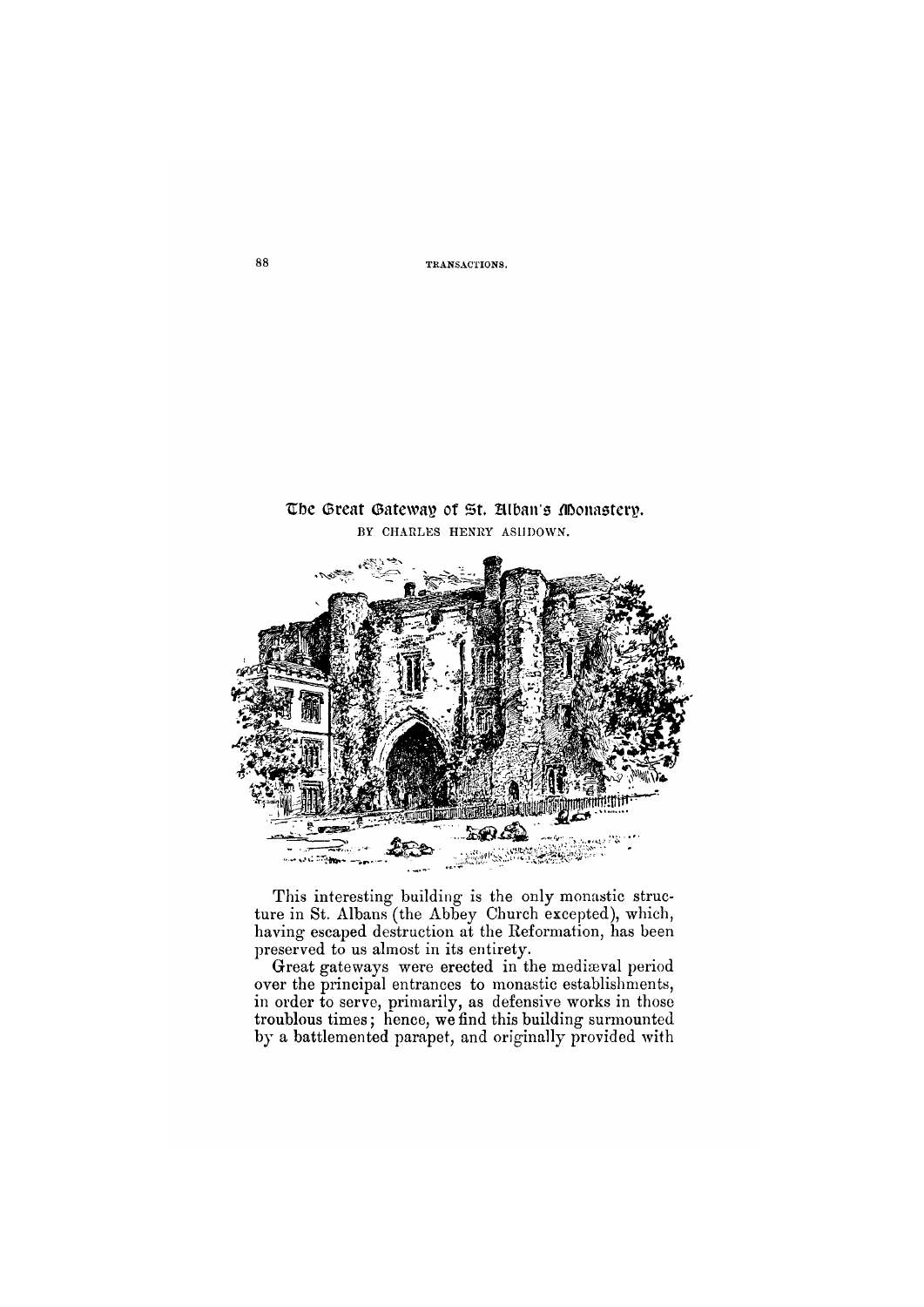# The Great Gateway of St. Alban's Monastery.

BY CHARLES HENRY ASHDOWN.

This interesting building is the only monastic structure in St. Albans (the Abbey Church excepted), which, having escaped destruction at the Reformation, has been preserved to us almost in its entirety.

Great gateways were erected in the mediæval period over the principal entrances to monastic establishments, in order to serve, primarily, as defensive works in those troublous times; hence, we find this building surmounted by a battlemented parapet, and originally provided with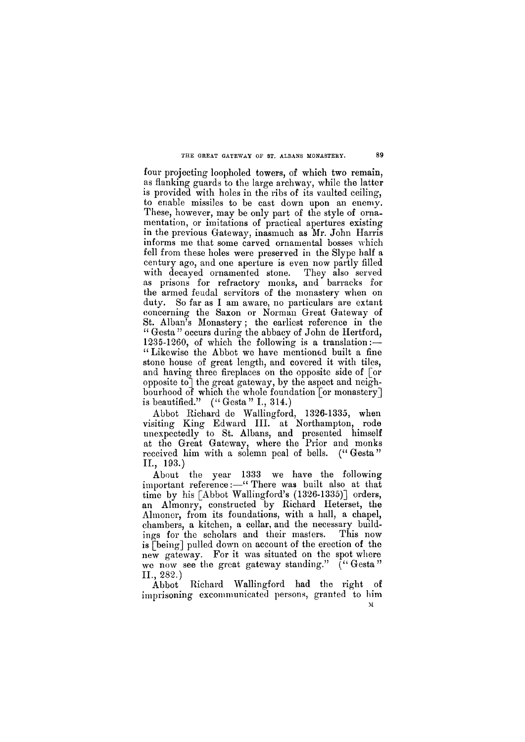four projecting loopholed towers, of which two remain, as flanking guards to the large archway, while the latter is provided with holes in the ribs of its vaulted ceiling, to enable missiles to be cast down upon an enemy. These, however, may be only part of the style of ornamentation, or imitations of practical apertures existing in the previous Gateway, inasmuch as Mr. John Harris informs me that some carved ornamental bosses which fell from these holes were preserved in the Slype half a century ago, and one aperture is even now partly filled with decayed ornamented stone. They also served as prisons for refractory monks, and barracks for the armed feudal servitors of the monastery when on duty. So far as I am aware, no particulars are extant concerning the Saxon or Norman Great Gateway of St. Alban's Monastery; the earliest reference in the "Gesta" occurs during the abbacy of John de Hertford, 1235-1260, of which the following is a translation:—"Likewise the Abbot we have mentioned built a fine stone house of great length, and covered it with tiles, and having three fireplaces on the opposite side of [or opposite to] the great gateway, by the aspect and neighbourhood of which the whole foundation [or monastery] is beautified." ("Gesta" I., 314.)

Abbot Richard de Wallingford, 1326-1335, when visiting King Edward III. at Northampton, rode unexpectedly to St. Albans, and presented himself at the Great Gateway, where the Prior and monks received him with a solemn peal of bells. ("Gesta" II., 193.)

About the year 1333 we have the following important reference:—"There was built also at that time by his [Abbot Wallingford's (1326-1335)] orders, an Almonry, constructed by Richard Heterset, the Almoner, from its foundations, with a hall, a chapel, chambers, a kitchen, a cellar, and the necessary buildings for the scholars and their masters. This now is [being] pulled down on account of the erection of the new gateway. For it was situated on the spot where we now see the great gateway standing." ("Gesta" II., 282.)

Abbot Richard Wallingford had the right of imprisoning excommunicated persons, granted to him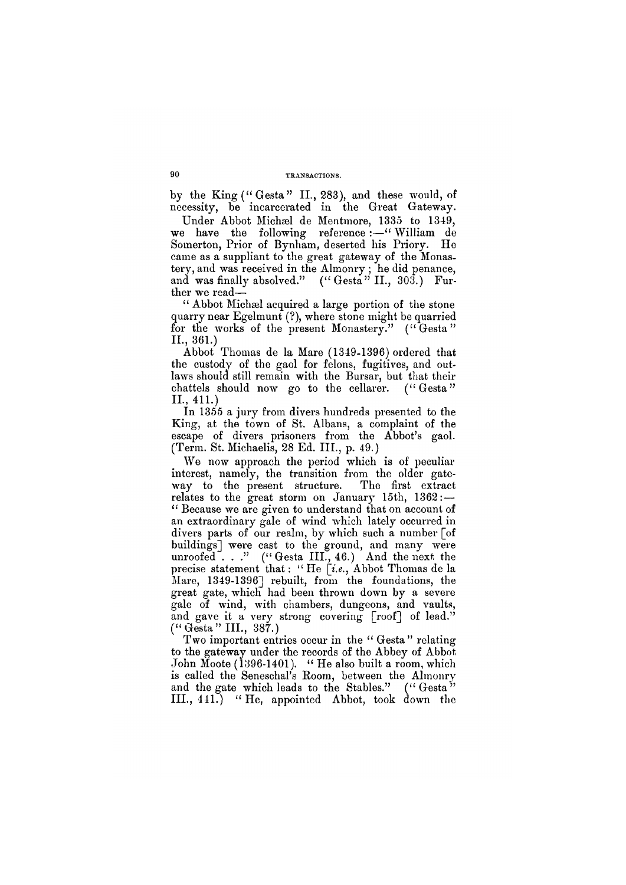by the King ("Gesta" II., 283), and these would, of necessity, be incarcerated in the Great Gateway.

Under Abbot Michæl de Mentmore, 1335 to 1349, we have the following reference:—"William de Somerton, Prior of Bynham, deserted his Priory. He came as a suppliant to the great gateway of the Monastery, and was received in the Almonry; he did penance, and was finally absolved." ("Gesta" II., 303.) Further we read—

"Abbot Michæl acquired a large portion of the stone quarry near Egelmunt (?), where stone might be quarried for the works of the present Monastery." ("Gesta" II., 361.)

Abbot Thomas de la Mare (1349-1396) ordered that the custody of the gaol for felons, fugitives, and outlaws should still remain with the Bursar, but that their chattels should now go to the cellarer. ("Gesta" II., 411.)

In 1355 a jury from divers hundreds presented to the King, at the town of St. Albans, a complaint of the escape of divers prisoners from the Abbot's gaol. (Term. St. Michaelis, 28 Ed. III., p. 49.)

We now approach the period which is of peculiar interest, namely, the transition from the older gateway to the present structure. The first extract relates to the great storm on January 15th, 1362:—"Because we are given to understand that on account of an extraordinary gale of wind which lately occurred in divers parts of our realm, by which such a number [of buildings] were cast to the ground, and many were unroofed . . ." ("Gesta III., 46.) And the next the precise statement that: "He [*i.e.*, Abbot Thomas de la Mare, 1349-1396] rebuilt, from the foundations, the great gate, which had been thrown down by a severe gale of wind, with chambers, dungeons, and vaults, and gave it a very strong covering [roof] of lead." ("Gesta" III., 387.)

Two important entries occur in the "Gesta" relating to the gateway under the records of the Abbey of Abbot John Moote (1396-1401). "He also built a room, which is called the Seneschal's Room, between the Almonry and the gate which leads to the Stables." ("Gesta" III., 441.) "He, appointed Abbot, took down the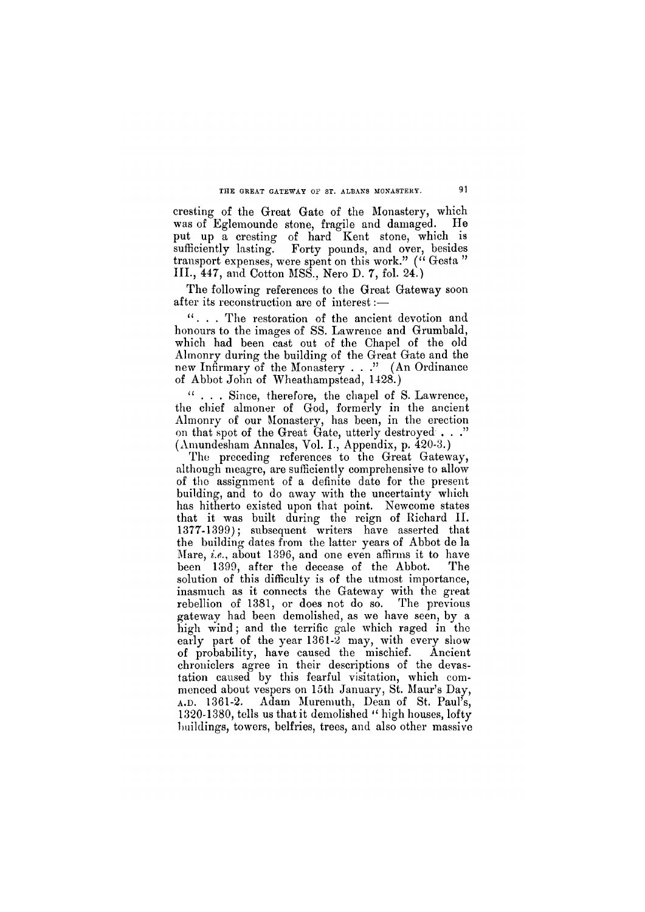cresting of the Great Gate of the Monastery, which was of Eglemounde stone, fragile and damaged. He put up a cresting of hard Kent stone, which is sufficiently lasting. Forty pounds, and over, besides transport expenses, were spent on this work." ("Gesta" III., 447, and Cotton MSS., Nero D. 7, fol. 24.)

The following references to the Great Gateway soon after its reconstruction are of interest:—

". . . The restoration of the ancient devotion and honours to the images of SS. Lawrence and Grumbald, which had been cast out of the Chapel of the old Almonry during the building of the Great Gate and the new Infirmary of the Monastery . . ." (An Ordinance of Abbot John of Wheathampstead, 1428.)

". . . Since, therefore, the chapel of S. Lawrence, the chief almoner of God, formerly in the ancient Almonry of our Monastery, has been, in the erection on that spot of the Great Gate, utterly destroyed . . ." (Amundesham Annales, Vol. I., Appendix, p. 420-3.)

The preceding references to the Great Gateway, although meagre, are sufficiently comprehensive to allow of the assignment of a definite date for the present building, and to do away with the uncertainty which has hitherto existed upon that point. Newcome states that it was built during the reign of Richard II. 1377-1399); subsequent writers have asserted that the building dates from the latter years of Abbot de la Mare, *i.e.*, about 1396, and one even affirms it to have been 1399, after the decease of the Abbot. The solution of this difficulty is of the utmost importance, inasmuch as it connects the Gateway with the great rebellion of 1381, or does not do so. The previous gateway had been demolished, as we have seen, by a high wind; and the terrific gale which raged in the early part of the year 1361-2 may, with every show of probability, have caused the mischief. Ancient chroniclers agree in their descriptions of the devastation caused by this fearful visitation, which commenced about vespers on 15th January, St. Maur's Day, A.D. 1361-2. Adam Muremuth, Dean of St. Paul's, 1320-1380, tells us that it demolished "high houses, lofty buildings, towers, belfries, trees, and also other massive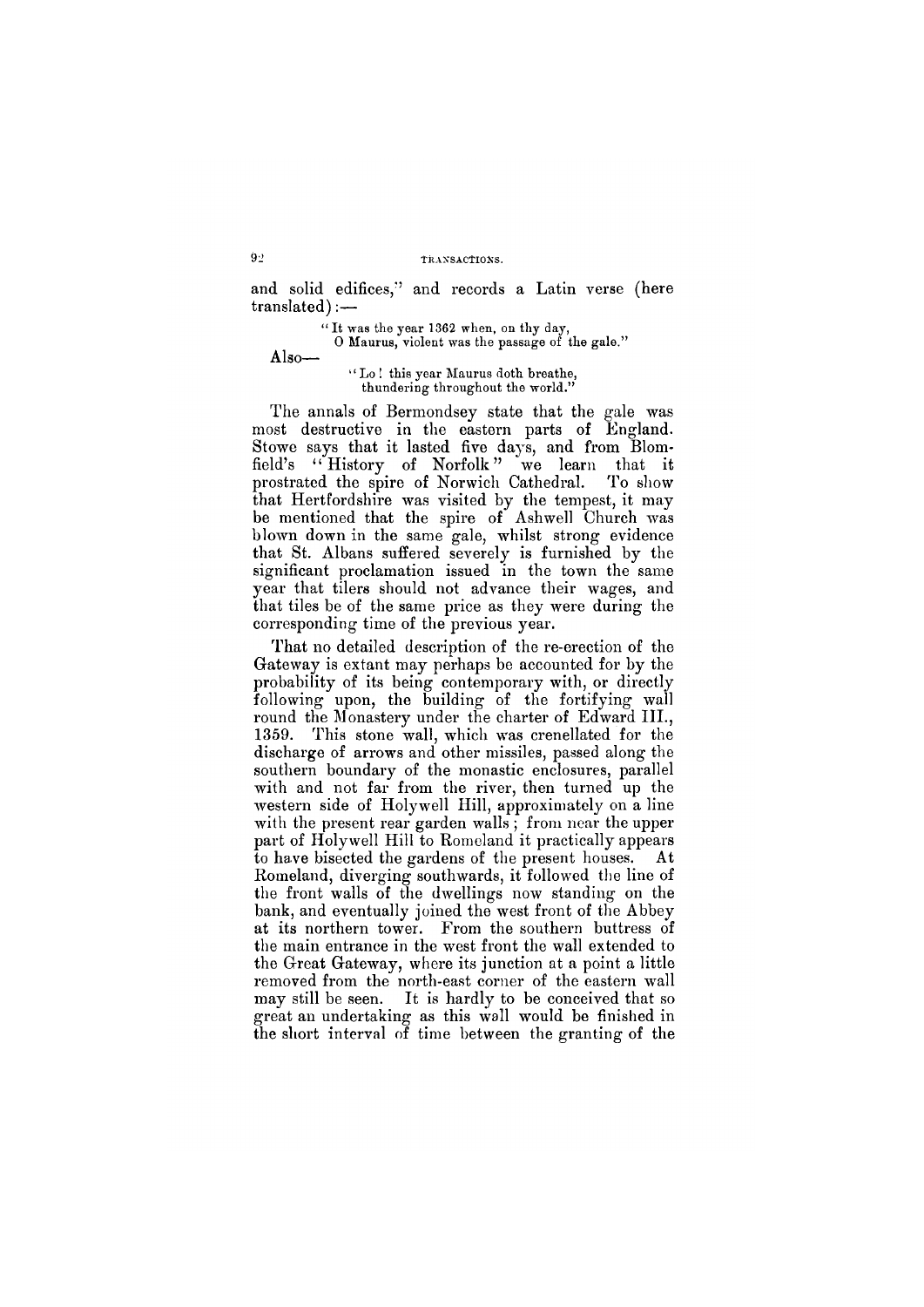and solid edifices," and records a Latin verse (here translated):—

> "It was the year 1362 when, on thy day,
> O Maurus, violent was the passage of the gale."

Also—

> "Lo! this year Maurus doth breathe,
> thundering throughout the world."

The annals of Bermondsey state that the gale was most destructive in the eastern parts of England. Stowe says that it lasted five days, and from Blomfield's "History of Norfolk" we learn that it prostrated the spire of Norwich Cathedral. To show that Hertfordshire was visited by the tempest, it may be mentioned that the spire of Ashwell Church was blown down in the same gale, whilst strong evidence that St. Albans suffered severely is furnished by the significant proclamation issued in the town the same year that tilers should not advance their wages, and that tiles be of the same price as they were during the corresponding time of the previous year.

That no detailed description of the re-erection of the Gateway is extant may perhaps be accounted for by the probability of its being contemporary with, or directly following upon, the building of the fortifying wall round the Monastery under the charter of Edward III., 1359. This stone wall, which was crenellated for the discharge of arrows and other missiles, passed along the southern boundary of the monastic enclosures, parallel with and not far from the river, then turned up the western side of Holywell Hill, approximately on a line with the present rear garden walls; from near the upper part of Holywell Hill to Romeland it practically appears to have bisected the gardens of the present houses. At Romeland, diverging southwards, it followed the line of the front walls of the dwellings now standing on the bank, and eventually joined the west front of the Abbey at its northern tower. From the southern buttress of the main entrance in the west front the wall extended to the Great Gateway, where its junction at a point a little removed from the north-east corner of the eastern wall may still be seen. It is hardly to be conceived that so great an undertaking as this wall would be finished in the short interval of time between the granting of the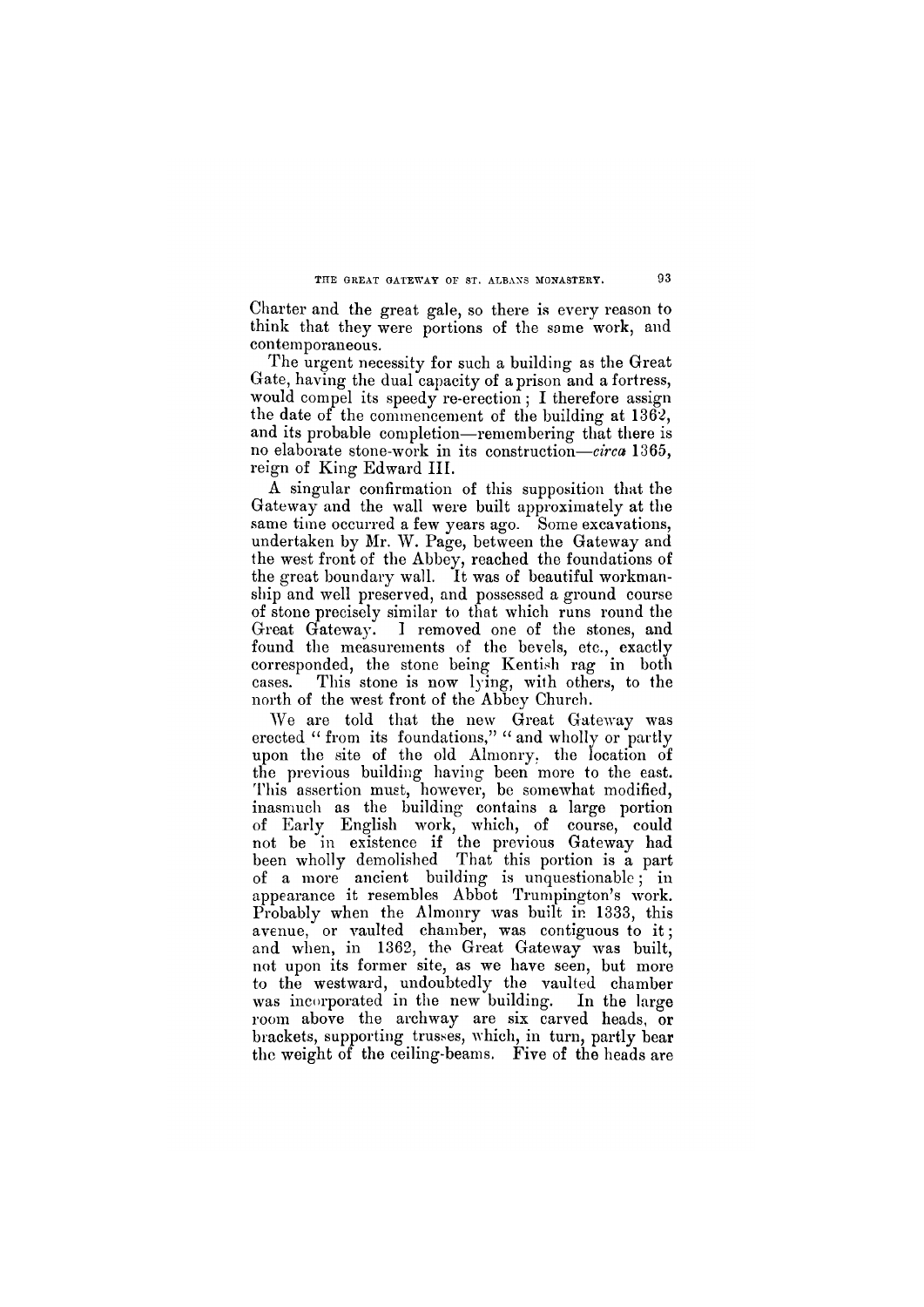Charter and the great gale, so there is every reason to think that they were portions of the same work, and contemporaneous.

The urgent necessity for such a building as the Great Gate, having the dual capacity of a prison and a fortress, would compel its speedy re-erection; I therefore assign the date of the commencement of the building at 1362, and its probable completion—remembering that there is no elaborate stone-work in its construction—*circa* 1365, reign of King Edward III.

A singular confirmation of this supposition that the Gateway and the wall were built approximately at the same time occurred a few years ago. Some excavations, undertaken by Mr. W. Page, between the Gateway and the west front of the Abbey, reached the foundations of the great boundary wall. It was of beautiful workmanship and well preserved, and possessed a ground course of stone precisely similar to that which runs round the Great Gateway. I removed one of the stones, and found the measurements of the bevels, etc., exactly corresponded, the stone being Kentish rag in both cases. This stone is now lying, with others, to the north of the west front of the Abbey Church.

We are told that the new Great Gateway was erected "from its foundations," "and wholly or partly upon the site of the old Almonry, the location of the previous building having been more to the east. This assertion must, however, be somewhat modified, inasmuch as the building contains a large portion of Early English work, which, of course, could not be in existence if the previous Gateway had been wholly demolished That this portion is a part of a more ancient building is unquestionable; in appearance it resembles Abbot Trumpington's work. Probably when the Almonry was built in 1333, this avenue, or vaulted chamber, was contiguous to it; and when, in 1362, the Great Gateway was built, not upon its former site, as we have seen, but more to the westward, undoubtedly the vaulted chamber was incorporated in the new building. In the large room above the archway are six carved heads, or brackets, supporting trusses, which, in turn, partly bear the weight of the ceiling-beams. Five of the heads are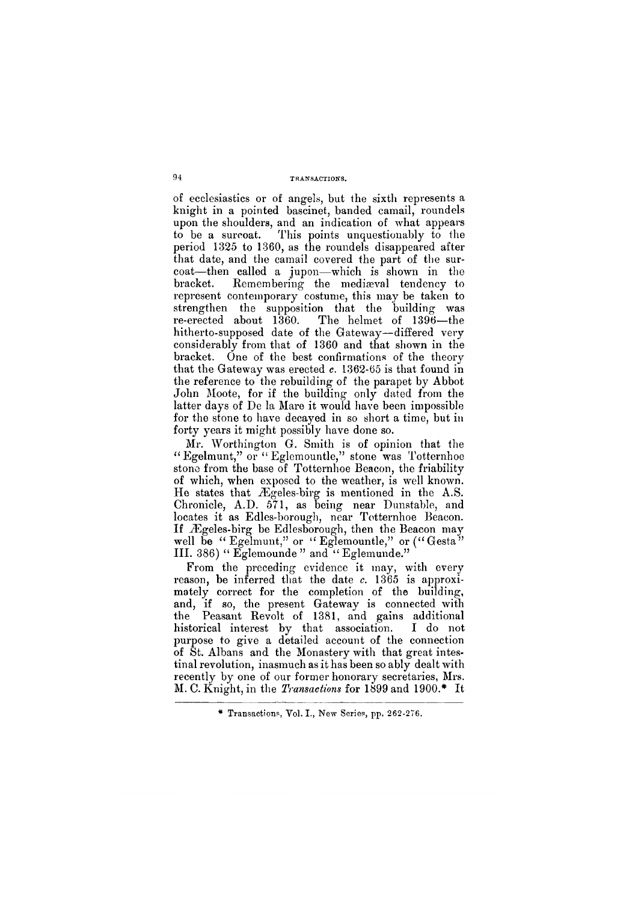of ecclesiastics or of angels, but the sixth represents a knight in a pointed bascinet, banded camail, roundels upon the shoulders, and an indication of what appears to be a surcoat. This points unquestionably to the period 1325 to 1360, as the roundels disappeared after that date, and the camail covered the part of the surcoat—then called a jupon—which is shown in the bracket. Remembering the mediæval tendency to represent contemporary costume, this may be taken to strengthen the supposition that the building was re-erected about 1360. The helmet of 1396—the hitherto-supposed date of the Gateway—differed very considerably from that of 1360 and that shown in the bracket. One of the best confirmations of the theory that the Gateway was erected *c.* 1362-65 is that found in the reference to the rebuilding of the parapet by Abbot John Moote, for if the building only dated from the latter days of De la Mare it would have been impossible for the stone to have decayed in so short a time, but in forty years it might possibly have done so.

Mr. Worthington G. Smith is of opinion that the "Egelmunt," or "Eglemountle," stone was Totternhoe stone from the base of Totternhoe Beacon, the friability of which, when exposed to the weather, is well known. He states that Ægeles-birg is mentioned in the A.S. Chronicle, A.D. 571, as being near Dunstable, and locates it as Edles-borough, near Totternhoe Beacon. If Ægeles-birg be Edlesborough, then the Beacon may well be "Egelmunt," or "Eglemountle," or ("Gesta" III. 386) "Eglemounde" and "Eglemunde."

From the preceding evidence it may, with every reason, be inferred that the date *c.* 1365 is approximately correct for the completion of the building, and, if so, the present Gateway is connected with the Peasant Revolt of 1381, and gains additional historical interest by that association. I do not purpose to give a detailed account of the connection of St. Albans and the Monastery with that great intestinal revolution, inasmuch as it has been so ably dealt with recently by one of our former honorary secretaries, Mrs. M. C. Knight, in the *Transactions* for 1899 and 1900.* It

* Transactions, Vol. I., New Series, pp. 262-276.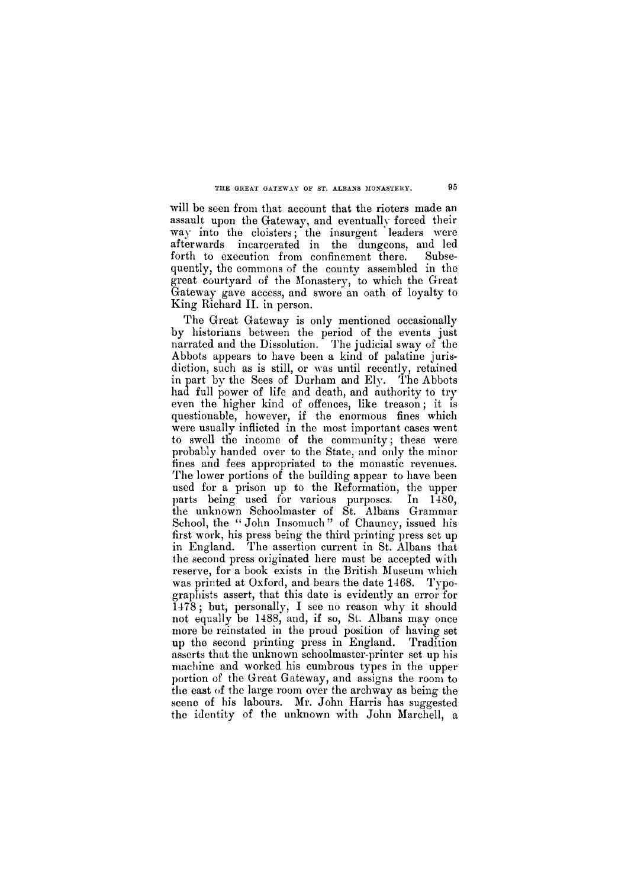will be seen from that account that the rioters made an assault upon the Gateway, and eventually forced their way into the cloisters; the insurgent leaders were afterwards incarcerated in the dungeons, and led forth to execution from confinement there. Subsequently, the commons of the county assembled in the great courtyard of the Monastery, to which the Great Gateway gave access, and swore an oath of loyalty to King Richard II. in person.

The Great Gateway is only mentioned occasionally by historians between the period of the events just narrated and the Dissolution. The judicial sway of the Abbots appears to have been a kind of palatine jurisdiction, such as is still, or was until recently, retained in part by the Sees of Durham and Ely. The Abbots had full power of life and death, and authority to try even the higher kind of offences, like treason; it is questionable, however, if the enormous fines which were usually inflicted in the most important cases went to swell the income of the community; these were probably handed over to the State, and only the minor fines and fees appropriated to the monastic revenues. The lower portions of the building appear to have been used for a prison up to the Reformation, the upper parts being used for various purposes. In 1480, the unknown Schoolmaster of St. Albans Grammar School, the "John Insomuch" of Chauncy, issued his first work, his press being the third printing press set up in England. The assertion current in St. Albans that the second press originated here must be accepted with reserve, for a book exists in the British Museum which was printed at Oxford, and bears the date 1468. Typographists assert, that this date is evidently an error for 1478; but, personally, I see no reason why it should not equally be 1488, and, if so, St. Albans may once more be reinstated in the proud position of having set up the second printing press in England. Tradition asserts that the unknown schoolmaster-printer set up his machine and worked his cumbrous types in the upper portion of the Great Gateway, and assigns the room to the east of the large room over the archway as being the scene of his labours. Mr. John Harris has suggested the identity of the unknown with John Marchell, a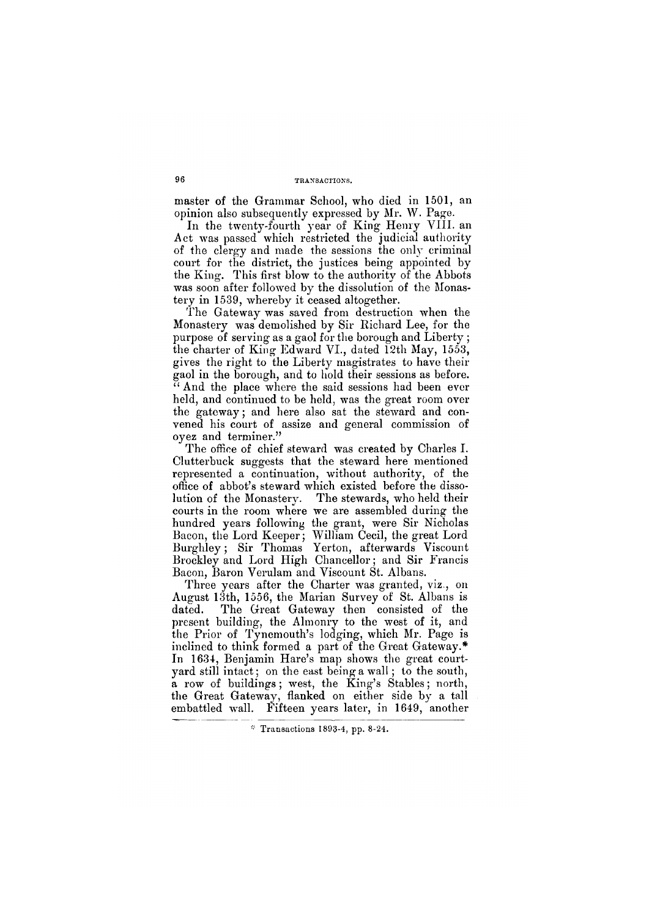master of the Grammar School, who died in 1501, an opinion also subsequently expressed by Mr. W. Page.

In the twenty-fourth year of King Henry VIII. an Act was passed which restricted the judicial authority of the clergy and made the sessions the only criminal court for the district, the justices being appointed by the King. This first blow to the authority of the Abbots was soon after followed by the dissolution of the Monastery in 1539, whereby it ceased altogether.

The Gateway was saved from destruction when the Monastery was demolished by Sir Richard Lee, for the purpose of serving as a gaol for the borough and Liberty; the charter of King Edward VI., dated 12th May, 1553, gives the right to the Liberty magistrates to have their gaol in the borough, and to hold their sessions as before. "And the place where the said sessions had been ever held, and continued to be held, was the great room over the gateway; and here also sat the steward and convened his court of assize and general commission of oyez and terminer."

The office of chief steward was created by Charles I. Clutterbuck suggests that the steward here mentioned represented a continuation, without authority, of the office of abbot's steward which existed before the dissolution of the Monastery. The stewards, who held their courts in the room where we are assembled during the hundred years following the grant, were Sir Nicholas Bacon, the Lord Keeper; William Cecil, the great Lord Burghley; Sir Thomas Yerton, afterwards Viscount Brockley and Lord High Chancellor; and Sir Francis Bacon, Baron Verulam and Viscount St. Albans.

Three years after the Charter was granted, viz., on August 13th, 1556, the Marian Survey of St. Albans is dated. The Great Gateway then consisted of the present building, the Almonry to the west of it, and the Prior of Tynemouth's lodging, which Mr. Page is inclined to think formed a part of the Great Gateway.* In 1634, Benjamin Hare's map shows the great courtyard still intact; on the east being a wall; to the south, a row of buildings; west, the King's Stables; north, the Great Gateway, flanked on either side by a tall embattled wall. Fifteen years later, in 1649, another

* Transactions 1893-4, pp. 8-24.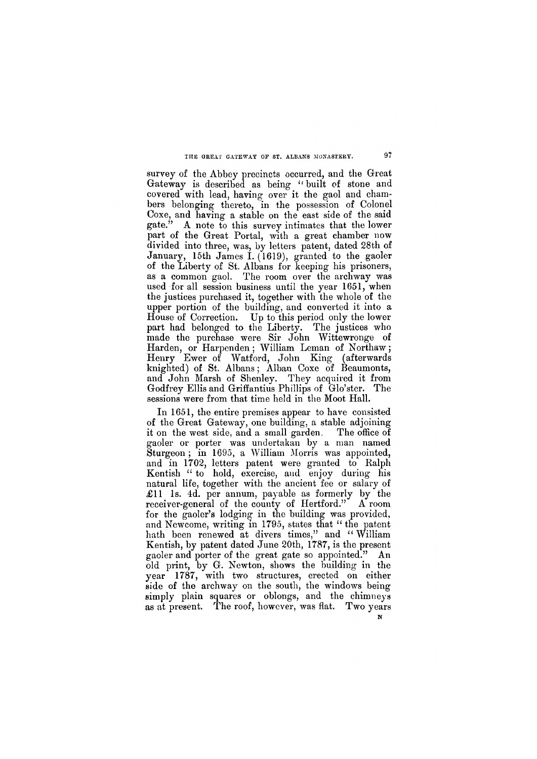survey of the Abbey precincts occurred, and the Great Gateway is described as being "built of stone and covered with lead, having over it the gaol and chambers belonging thereto, in the possession of Colonel Coxe, and having a stable on the east side of the said gate." A note to this survey intimates that the lower part of the Great Portal, with a great chamber now divided into three, was, by letters patent, dated 28th of January, 15th James I. (1619), granted to the gaoler of the Liberty of St. Albans for keeping his prisoners, as a common gaol. The room over the archway was used for all session business until the year 1651, when the justices purchased it, together with the whole of the upper portion of the building, and converted it into a House of Correction. Up to this period only the lower part had belonged to the Liberty. The justices who made the purchase were Sir John Wittewronge of Harden, or Harpenden; William Leman of Northaw; Henry Ewer of Watford, John King (afterwards knighted) of St. Albans; Alban Coxe of Beaumonts, and John Marsh of Shenley. They acquired it from Godfrey Ellis and Griffantius Phillips of Glo'ster. The sessions were from that time held in the Moot Hall.

In 1651, the entire premises appear to have consisted of the Great Gateway, one building, a stable adjoining it on the west side, and a small garden. The office of gaoler or porter was undertakan by a man named Sturgeon; in 1695, a William Morris was appointed, and in 1702, letters patent were granted to Ralph Kentish "to hold, exercise, and enjoy during his natural life, together with the ancient fee or salary of £11 1s. 4d. per annum, payable as formerly by the receiver-general of the county of Hertford." A room for the gaoler's lodging in the building was provided, and Newcome, writing in 1795, states that "the patent hath been renewed at divers times," and "William Kentish, by patent dated June 20th, 1787, is the present gaoler and porter of the great gate so appointed." An old print, by G. Newton, shows the building in the year 1787, with two structures, erected on either side of the archway on the south, the windows being simply plain squares or oblongs, and the chimneys as at present. The roof, however, was flat. Two years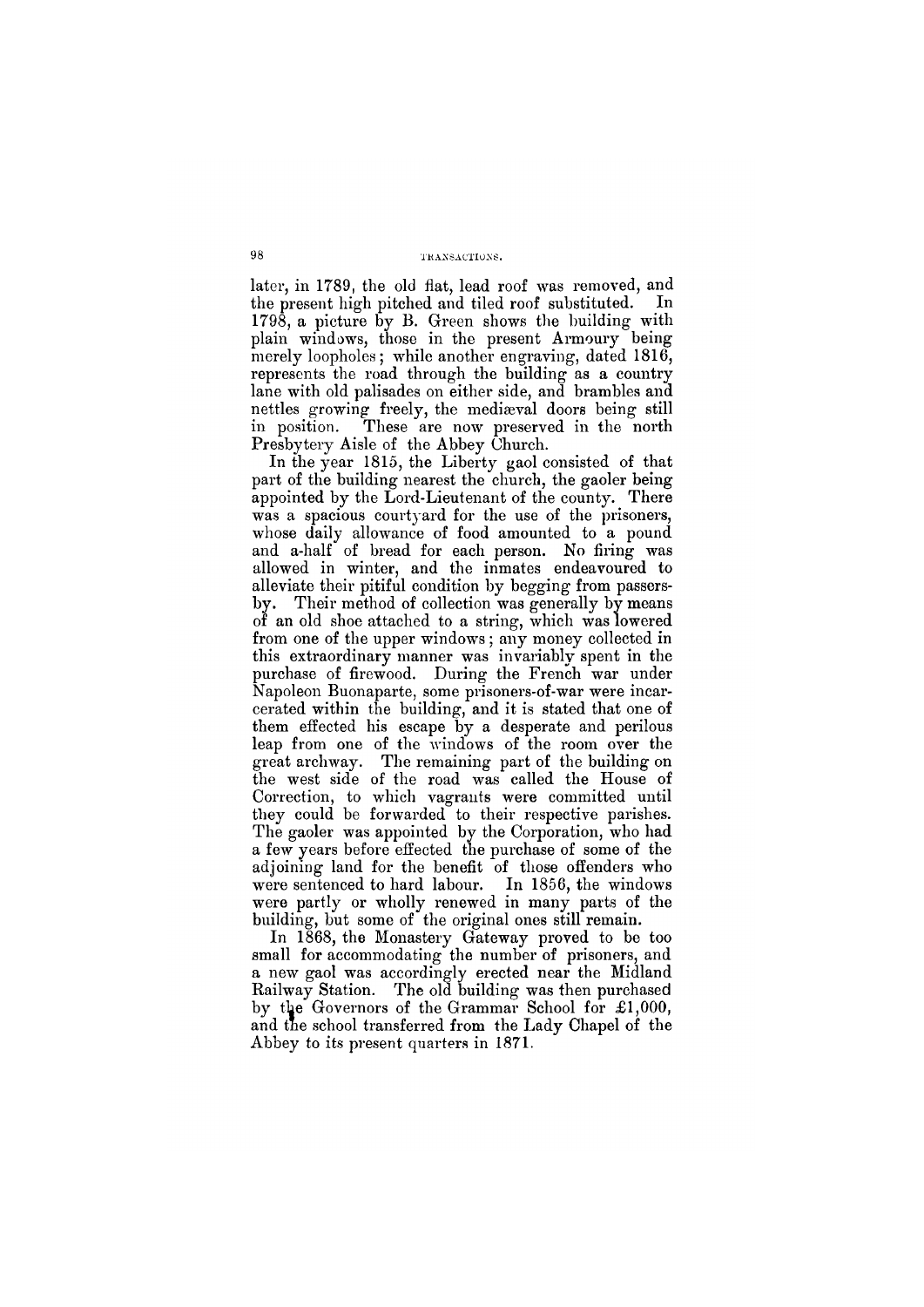later, in 1789, the old flat, lead roof was removed, and the present high pitched and tiled roof substituted. In 1798, a picture by B. Green shows the building with plain windows, those in the present Armoury being merely loopholes; while another engraving, dated 1816, represents the road through the building as a country lane with old palisades on either side, and brambles and nettles growing freely, the mediæval doors being still in position. These are now preserved in the north Presbytery Aisle of the Abbey Church.

In the year 1815, the Liberty gaol consisted of that part of the building nearest the church, the gaoler being appointed by the Lord-Lieutenant of the county. There was a spacious courtyard for the use of the prisoners, whose daily allowance of food amounted to a pound and a-half of bread for each person. No firing was allowed in winter, and the inmates endeavoured to alleviate their pitiful condition by begging from passers-by. Their method of collection was generally by means of an old shoe attached to a string, which was lowered from one of the upper windows; any money collected in this extraordinary manner was invariably spent in the purchase of firewood. During the French war under Napoleon Buonaparte, some prisoners-of-war were incarcerated within the building, and it is stated that one of them effected his escape by a desperate and perilous leap from one of the windows of the room over the great archway. The remaining part of the building on the west side of the road was called the House of Correction, to which vagrants were committed until they could be forwarded to their respective parishes. The gaoler was appointed by the Corporation, who had a few years before effected the purchase of some of the adjoining land for the benefit of those offenders who were sentenced to hard labour. In 1856, the windows were partly or wholly renewed in many parts of the building, but some of the original ones still remain.

In 1868, the Monastery Gateway proved to be too small for accommodating the number of prisoners, and a new gaol was accordingly erected near the Midland Railway Station. The old building was then purchased by the Governors of the Grammar School for £1,000, and the school transferred from the Lady Chapel of the Abbey to its present quarters in 1871.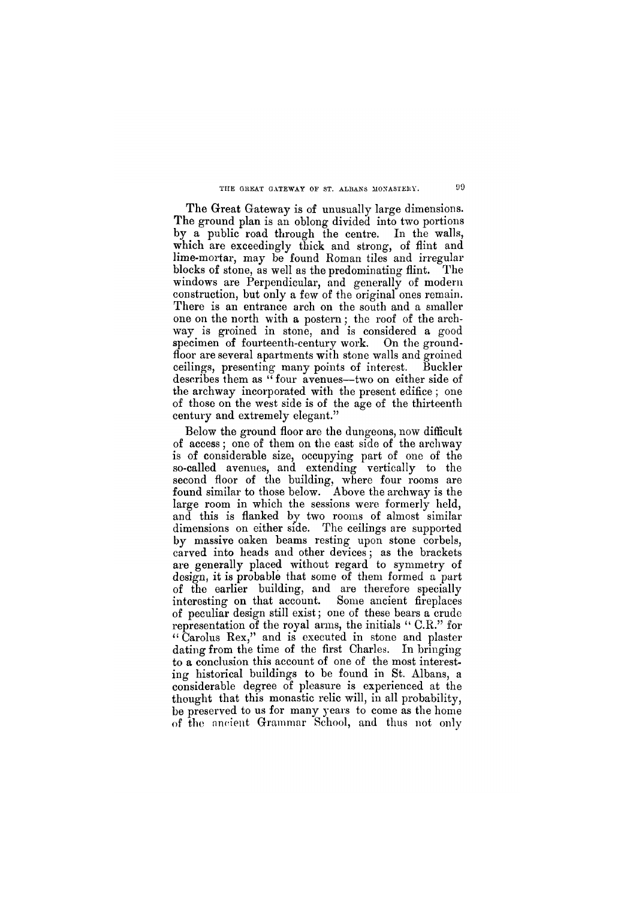The Great Gateway is of unusually large dimensions. The ground plan is an oblong divided into two portions by a public road through the centre. In the walls, which are exceedingly thick and strong, of flint and lime-mortar, may be found Roman tiles and irregular blocks of stone, as well as the predominating flint. The windows are Perpendicular, and generally of modern construction, but only a few of the original ones remain. There is an entrance arch on the south and a smaller one on the north with a postern; the roof of the archway is groined in stone, and is considered a good specimen of fourteenth-century work. On the ground-floor are several apartments with stone walls and groined ceilings, presenting many points of interest. Buckler describes them as "four avenues—two on either side of the archway incorporated with the present edifice; one of those on the west side is of the age of the thirteenth century and extremely elegant."

Below the ground floor are the dungeons, now difficult of access; one of them on the east side of the archway is of considerable size, occupying part of one of the so-called avenues, and extending vertically to the second floor of the building, where four rooms are found similar to those below. Above the archway is the large room in which the sessions were formerly held, and this is flanked by two rooms of almost similar dimensions on either side. The ceilings are supported by massive oaken beams resting upon stone corbels, carved into heads and other devices; as the brackets are generally placed without regard to symmetry of design, it is probable that some of them formed a part of the earlier building, and are therefore specially interesting on that account. Some ancient fireplaces of peculiar design still exist; one of these bears a crude representation of the royal arms, the initials "C.R." for "Carolus Rex," and is executed in stone and plaster dating from the time of the first Charles. In bringing to a conclusion this account of one of the most interesting historical buildings to be found in St. Albans, a considerable degree of pleasure is experienced at the thought that this monastic relic will, in all probability, be preserved to us for many years to come as the home of the ancient Grammar School, and thus not only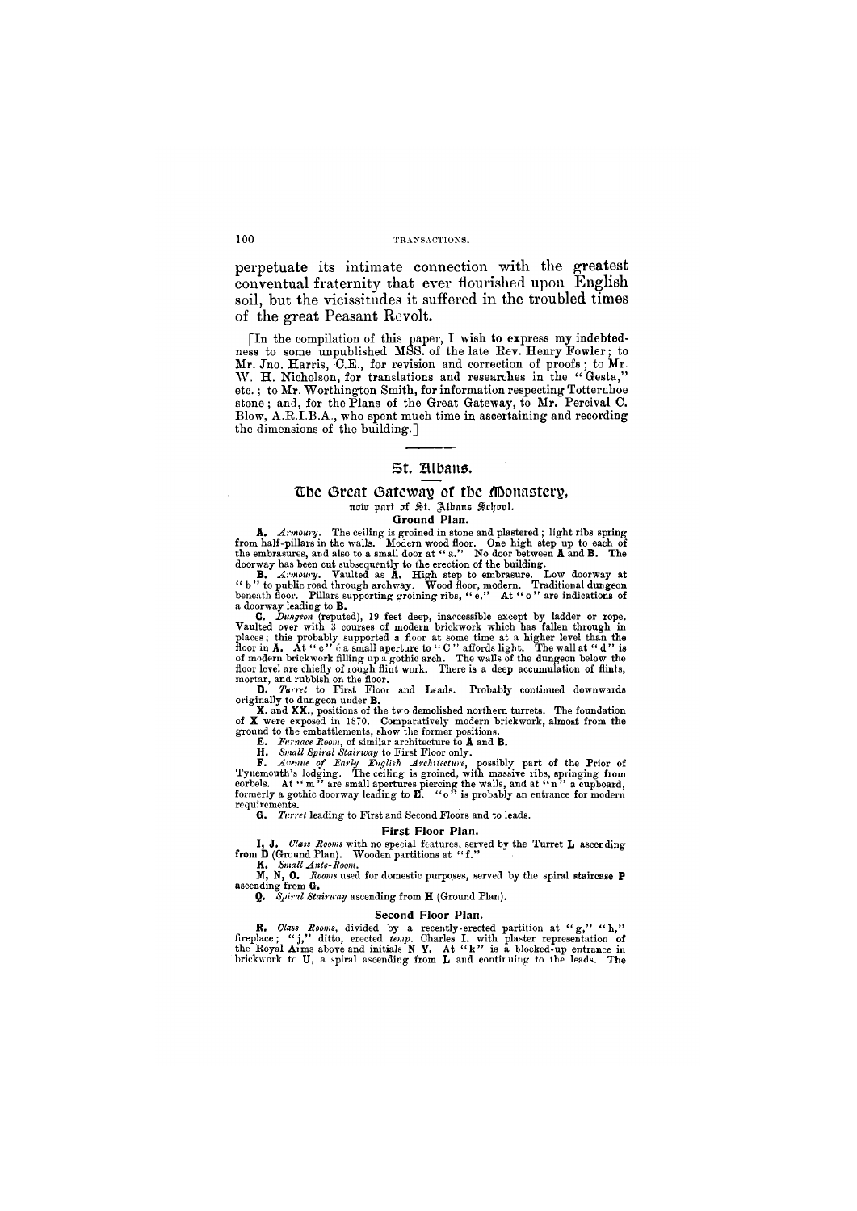perpetuate its intimate connection with the greatest conventual fraternity that ever flourished upon English soil, but the vicissitudes it suffered in the troubled times of the great Peasant Revolt.

[In the compilation of this paper, I wish to express my indebtedness to some unpublished MSS. of the late Rev. Henry Fowler; to Mr. Jno. Harris, C.E., for revision and correction of proofs; to Mr. W. H. Nicholson, for translations and researches in the "Gesta," etc.; to Mr. Worthington Smith, for information respecting Totternhoe stone; and, for the Plans of the Great Gateway, to Mr. Percival C. Blow, A.R.I.B.A., who spent much time in ascertaining and recording the dimensions of the building.]

---

## St. Albans.

### The Great Gateway of the Monastery,

now part of St. Albans School.

#### Ground Plan.

**A.** *Armoury.* The ceiling is groined in stone and plastered; light ribs spring from half-pillars in the walls. Modern wood floor. One high step up to each of the embrasures, and also to a small door at "a." No door between **A** and **B**. The doorway has been cut subsequently to the erection of the building.

**B.** *Armoury.* Vaulted as **A**. High step to embrasure. Low doorway at "b" to public road through archway. Wood floor, modern. Traditional dungeon beneath floor. Pillars supporting groining ribs, "e." At "o" are indications of a doorway leading to **B**.

**C.** *Dungeon* (reputed), 19 feet deep, inaccessible except by ladder or rope. Vaulted over with 3 courses of modern brickwork which has fallen through in places; this probably supported a floor at some time at a higher level than the floor in **A**. At "c" is a small aperture to "C" affords light. The wall at "d" is of modern brickwork filling up a gothic arch. The walls of the dungeon below the floor level are chiefly of rough flint work. There is a deep accumulation of flints, mortar, and rubbish on the floor.

**D.** *Turret* to First Floor and Leads. Probably continued downwards originally to dungeon under **B**.

**X.** and **XX.**, positions of the two demolished northern turrets. The foundation of **X** were exposed in 1870. Comparatively modern brickwork, almost from the ground to the embattlements, show the former positions.

**E.** *Furnace Room*, of similar architecture to **A** and **B**.

**H.** *Small Spiral Stairway* to First Floor only.

**F.** *Avenue of Early English Architecture*, possibly part of the Prior of Tynemouth's lodging. The ceiling is groined, with massive ribs, springing from corbels. At "m" are small apertures piercing the walls, and at "n" a cupboard, formerly a gothic doorway leading to **E**. "o" is probably an entrance for modern requirements.

**G.** *Turret* leading to First and Second Floors and to leads.

#### First Floor Plan.

**I, J.** *Class Rooms* with no special features, served by the Turret **L** ascending from **D** (Ground Plan). Wooden partitions at "f."

**K.** *Small Ante-Room.*

**M, N, O.** *Rooms* used for domestic purposes, served by the spiral staircase **P** ascending from **G.**

**Q.** *Spiral Stairway* ascending from **H** (Ground Plan).

#### Second Floor Plan.

**R.** *Class Rooms*, divided by a recently-erected partition at "g," "h," fireplace; "j," ditto, erected *temp.* Charles I. with plaster representation of the Royal Arms above and initials **N Y.** At "k" is a blocked-up entrance in brickwork to **U**, a spiral ascending from **L** and continuing to the leads. The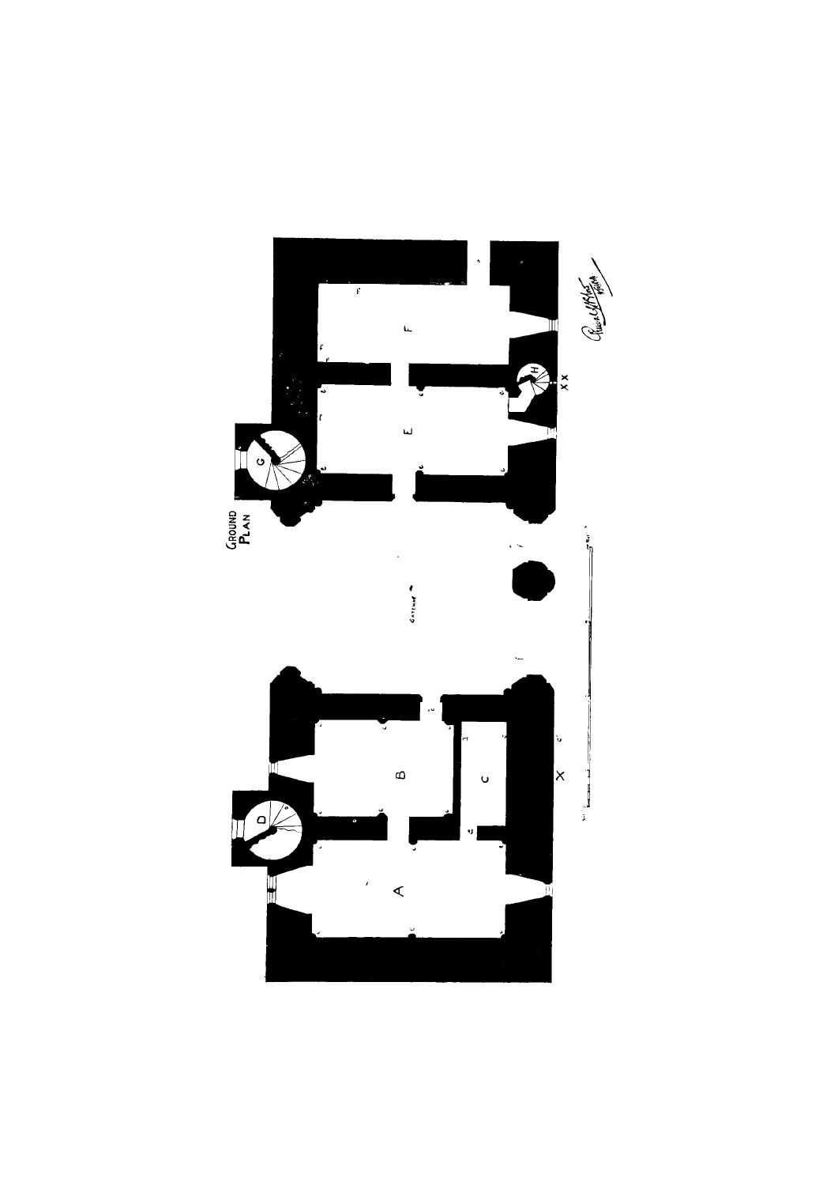GROUND PLAN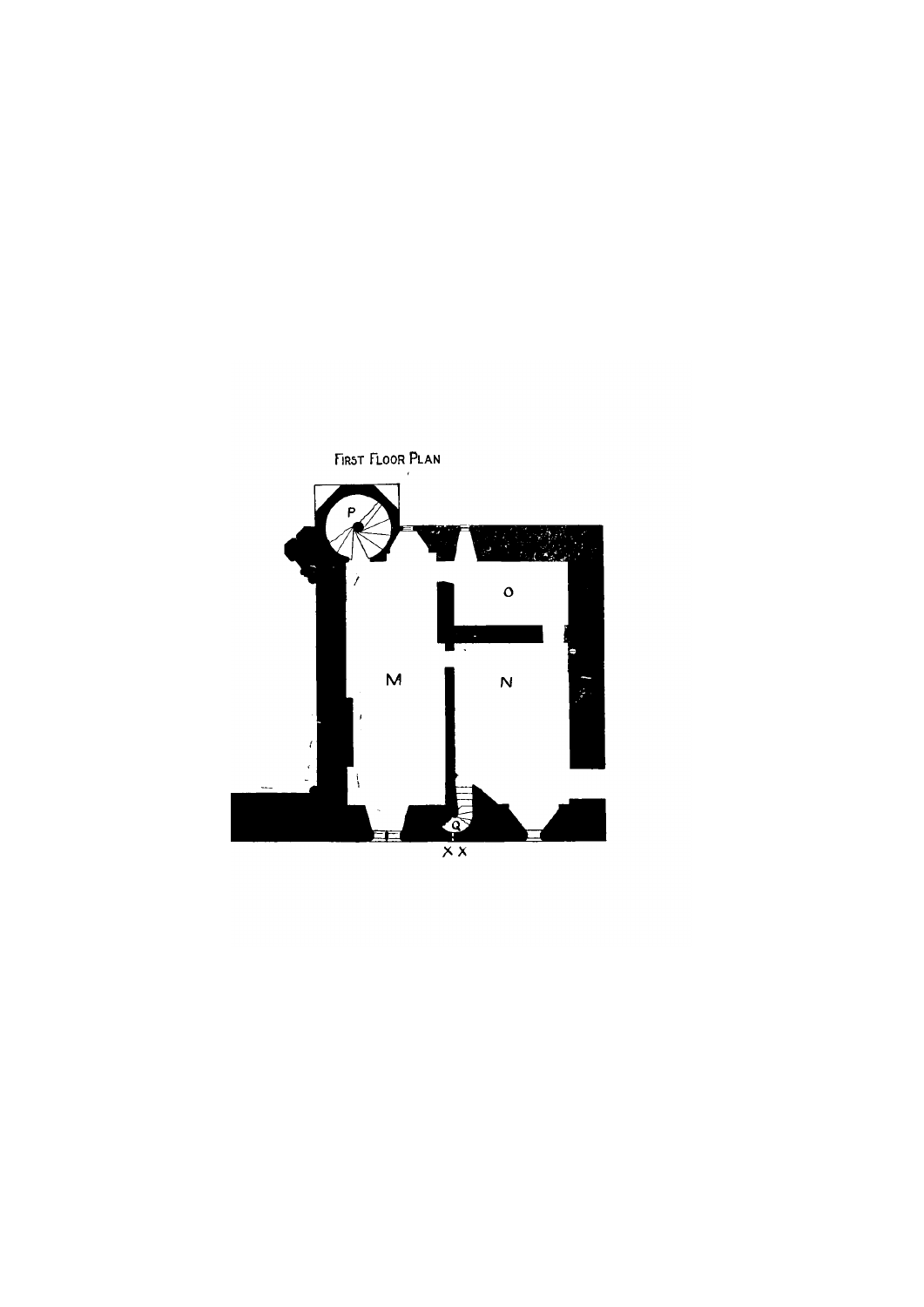FIRST FLOOR PLAN

P

O

M

N

Q

X X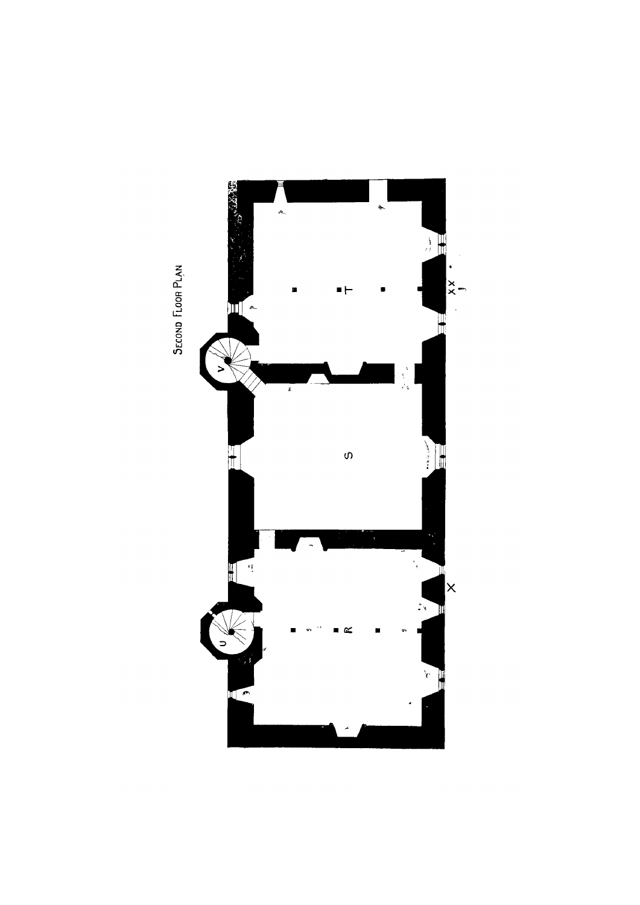SECOND FLOOR PLAN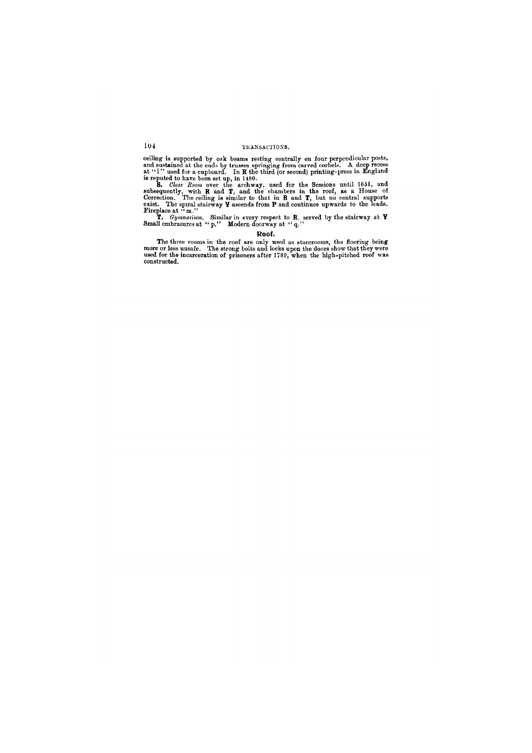ceiling is supported by oak beams resting centrally on four perpendicular posts, and sustained at the ends by trusses springing from carved corbels. A deep recess at "l" used for a cupboard. In **R** the third (or second) printing-press in England is reputed to have been set up, in 1480.

**S.** *Class Room* over the archway, used for the Sessions until 1651, and subsequently, with **R** and **T**, and the chambers in the roof, as a House of Correction. The ceiling is similar to that in **R** and **T**, but no central supports exist. The spiral stairway **Y** ascends from **P** and continues upwards to the leads. Fireplace at "m."

**T.** *Gymnasium.* Similar in every respect to **R**, served by the stairway at **Y** Small embrasures at "p." Modern doorway at "q."

## Roof.

The three rooms in the roof are only used as storerooms, the flooring being more or less unsafe. The strong bolts and locks upon the doors show that they were used for the incarceration of prisoners after 1789, when the high-pitched roof was constructed.